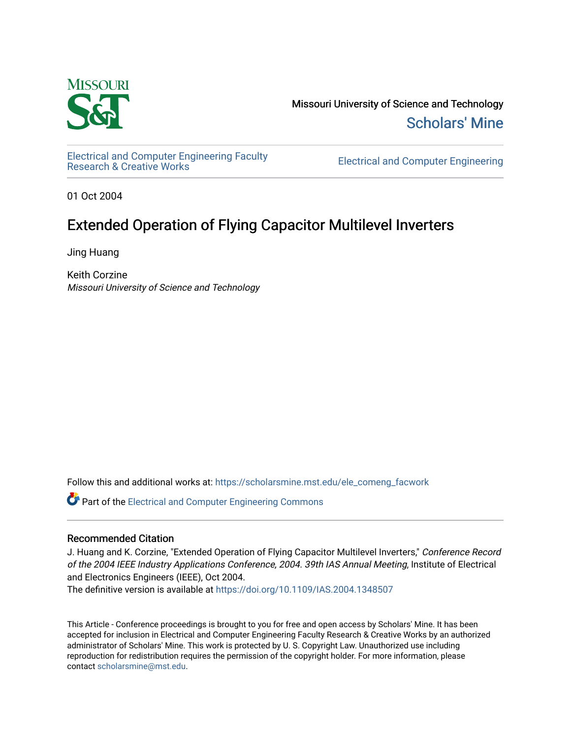Missouri University of Science and Technology

Scholars' Mine

Electrical and Computer Engineering Faculty Research & Creative Works

Electrical and Computer Engineering

01 Oct 2004

# Extended Operation of Flying Capacitor Multilevel Inverters

Jing Huang

Keith Corzine
*Missouri University of Science and Technology*

Follow this and additional works at: https://scholarsmine.mst.edu/ele_comeng_facwork

Part of the Electrical and Computer Engineering Commons

## Recommended Citation

J. Huang and K. Corzine, "Extended Operation of Flying Capacitor Multilevel Inverters," *Conference Record of the 2004 IEEE Industry Applications Conference, 2004. 39th IAS Annual Meeting*, Institute of Electrical and Electronics Engineers (IEEE), Oct 2004.
The definitive version is available at https://doi.org/10.1109/IAS.2004.1348507

This Article - Conference proceedings is brought to you for free and open access by Scholars' Mine. It has been accepted for inclusion in Electrical and Computer Engineering Faculty Research & Creative Works by an authorized administrator of Scholars' Mine. This work is protected by U. S. Copyright Law. Unauthorized use including reproduction for redistribution requires the permission of the copyright holder. For more information, please contact scholarsmine@mst.edu.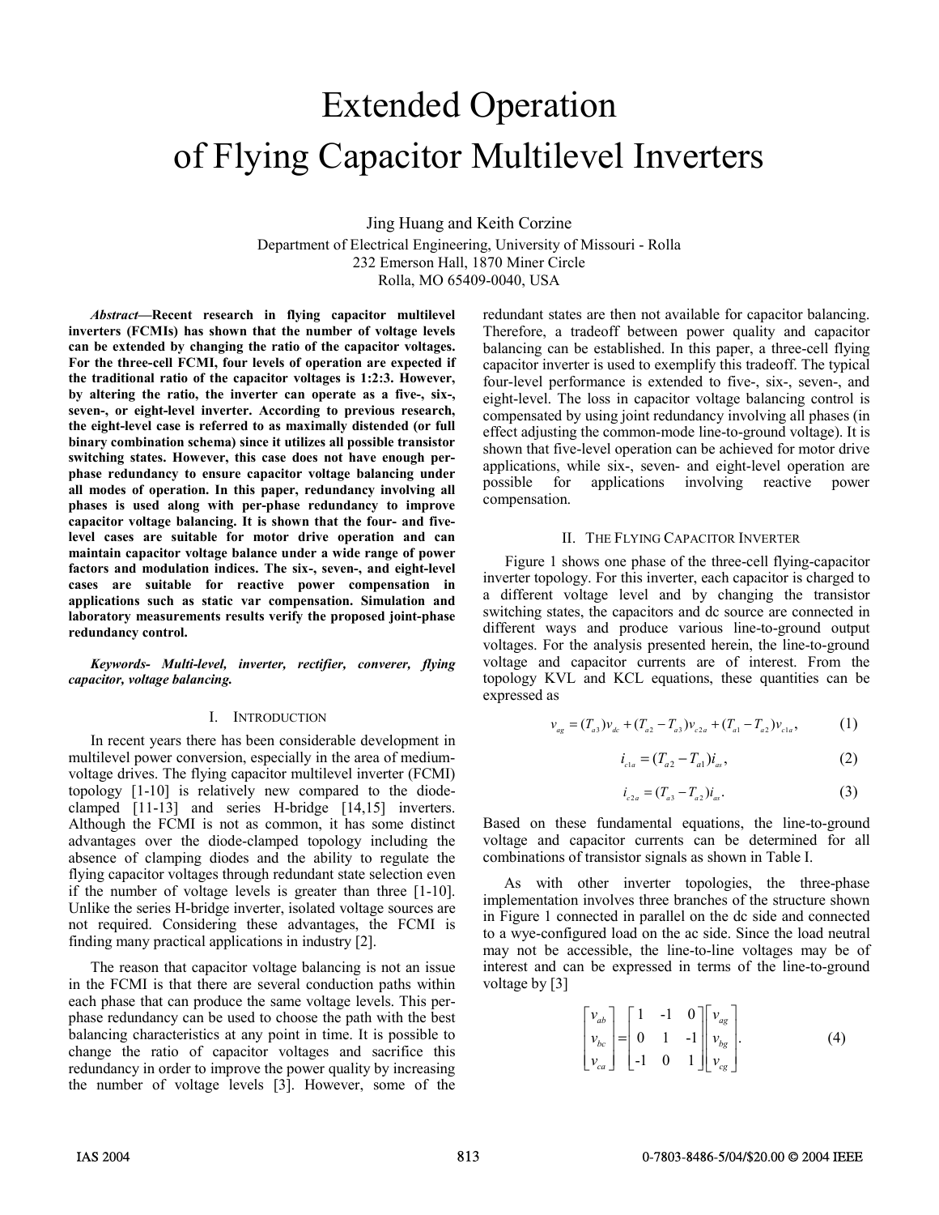# Extended Operation of Flying Capacitor Multilevel Inverters

Jing Huang and Keith Corzine

Department of Electrical Engineering, University of Missouri - Rolla
232 Emerson Hall, 1870 Miner Circle
Rolla, MO 65409-0040, USA

***Abstract*—Recent research in flying capacitor multilevel inverters (FCMIs) has shown that the number of voltage levels can be extended by changing the ratio of the capacitor voltages. For the three-cell FCMI, four levels of operation are expected if the traditional ratio of the capacitor voltages is 1:2:3. However, by altering the ratio, the inverter can operate as a five-, six-, seven-, or eight-level inverter. According to previous research, the eight-level case is referred to as maximally distended (or full binary combination schema) since it utilizes all possible transistor switching states. However, this case does not have enough per-phase redundancy to ensure capacitor voltage balancing under all modes of operation. In this paper, redundancy involving all phases is used along with per-phase redundancy to improve capacitor voltage balancing. It is shown that the four- and five-level cases are suitable for motor drive operation and can maintain capacitor voltage balance under a wide range of power factors and modulation indices. The six-, seven-, and eight-level cases are suitable for reactive power compensation in applications such as static var compensation. Simulation and laboratory measurements results verify the proposed joint-phase redundancy control.**

***Keywords- Multi-level, inverter, rectifier, converer, flying capacitor, voltage balancing.***

## I. Introduction

In recent years there has been considerable development in multilevel power conversion, especially in the area of medium-voltage drives. The flying capacitor multilevel inverter (FCMI) topology [1-10] is relatively new compared to the diode-clamped [11-13] and series H-bridge [14,15] inverters. Although the FCMI is not as common, it has some distinct advantages over the diode-clamped topology including the absence of clamping diodes and the ability to regulate the flying capacitor voltages through redundant state selection even if the number of voltage levels is greater than three [1-10]. Unlike the series H-bridge inverter, isolated voltage sources are not required. Considering these advantages, the FCMI is finding many practical applications in industry [2].

The reason that capacitor voltage balancing is not an issue in the FCMI is that there are several conduction paths within each phase that can produce the same voltage levels. This per-phase redundancy can be used to choose the path with the best balancing characteristics at any point in time. It is possible to change the ratio of capacitor voltages and sacrifice this redundancy in order to improve the power quality by increasing the number of voltage levels [3]. However, some of the redundant states are then not available for capacitor balancing. Therefore, a tradeoff between power quality and capacitor balancing can be established. In this paper, a three-cell flying capacitor inverter is used to exemplify this tradeoff. The typical four-level performance is extended to five-, six-, seven-, and eight-level. The loss in capacitor voltage balancing control is compensated by using joint redundancy involving all phases (in effect adjusting the common-mode line-to-ground voltage). It is shown that five-level operation can be achieved for motor drive applications, while six-, seven- and eight-level operation are possible for applications involving reactive power compensation.

## II. The Flying Capacitor Inverter

Figure 1 shows one phase of the three-cell flying-capacitor inverter topology. For this inverter, each capacitor is charged to a different voltage level and by changing the transistor switching states, the capacitors and dc source are connected in different ways and produce various line-to-ground output voltages. For the analysis presented herein, the line-to-ground voltage and capacitor currents are of interest. From the topology KVL and KCL equations, these quantities can be expressed as

$$v_{ag} = (T_{a3})v_{dc} + (T_{a2} - T_{a3})v_{c2a} + (T_{a1} - T_{a2})v_{c1a}, \tag{1}$$

$$i_{c1a} = (T_{a2} - T_{a1})i_{as}, \tag{2}$$

$$i_{c2a} = (T_{a3} - T_{a2})i_{as}. \tag{3}$$

Based on these fundamental equations, the line-to-ground voltage and capacitor currents can be determined for all combinations of transistor signals as shown in Table I.

As with other inverter topologies, the three-phase implementation involves three branches of the structure shown in Figure 1 connected in parallel on the dc side and connected to a wye-configured load on the ac side. Since the load neutral may not be accessible, the line-to-line voltages may be of interest and can be expressed in terms of the line-to-ground voltage by [3]

$$\begin{bmatrix} v_{ab} \\ v_{bc} \\ v_{ca} \end{bmatrix} = \begin{bmatrix} 1 & -1 & 0 \\ 0 & 1 & -1 \\ -1 & 0 & 1 \end{bmatrix} \begin{bmatrix} v_{ag} \\ v_{bg} \\ v_{cg} \end{bmatrix}. \tag{4}$$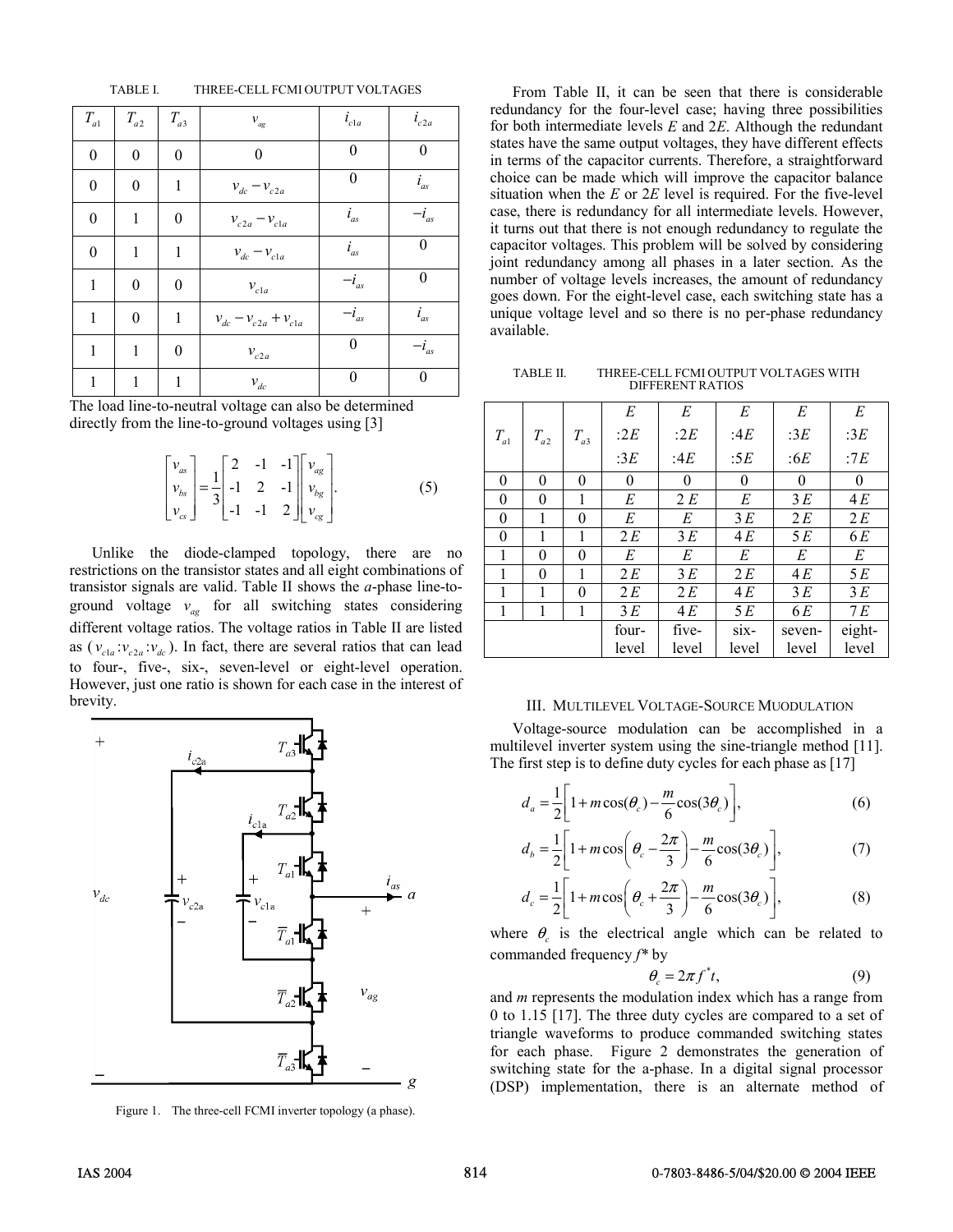TABLE I. THREE-CELL FCMI OUTPUT VOLTAGES

| $T_{a1}$ | $T_{a2}$ | $T_{a3}$ | $v_{ag}$ | $i_{c1a}$ | $i_{c2a}$ |
|---|---|---|---|---|---|
| 0 | 0 | 0 | 0 | 0 | 0 |
| 0 | 0 | 1 | $v_{dc} - v_{c2a}$ | 0 | $i_{as}$ |
| 0 | 1 | 0 | $v_{c2a} - v_{c1a}$ | $i_{as}$ | $-i_{as}$ |
| 0 | 1 | 1 | $v_{dc} - v_{c1a}$ | $i_{as}$ | 0 |
| 1 | 0 | 0 | $v_{c1a}$ | $-i_{as}$ | 0 |
| 1 | 0 | 1 | $v_{dc} - v_{c2a} + v_{c1a}$ | $-i_{as}$ | $i_{as}$ |
| 1 | 1 | 0 | $v_{c2a}$ | 0 | $-i_{as}$ |
| 1 | 1 | 1 | $v_{dc}$ | 0 | 0 |

The load line-to-neutral voltage can also be determined directly from the line-to-ground voltages using [3]

$$\begin{bmatrix} v_{as} \\ v_{bs} \\ v_{cs} \end{bmatrix} = \frac{1}{3}\begin{bmatrix} 2 & -1 & -1 \\ -1 & 2 & -1 \\ -1 & -1 & 2 \end{bmatrix}\begin{bmatrix} v_{ag} \\ v_{bg} \\ v_{cg} \end{bmatrix}. \qquad (5)$$

Unlike the diode-clamped topology, there are no restrictions on the transistor states and all eight combinations of transistor signals are valid. Table II shows the *a*-phase line-to-ground voltage $v_{ag}$ for all switching states considering different voltage ratios. The voltage ratios in Table II are listed as ($v_{c1a}$:$v_{c2a}$:$v_{dc}$). In fact, there are several ratios that can lead to four-, five-, six-, seven-level or eight-level operation. However, just one ratio is shown for each case in the interest of brevity.

Figure 1. The three-cell FCMI inverter topology (a phase).

From Table II, it can be seen that there is considerable redundancy for the four-level case; having three possibilities for both intermediate levels *E* and 2*E*. Although the redundant states have the same output voltages, they have different effects in terms of the capacitor currents. Therefore, a straightforward choice can be made which will improve the capacitor balance situation when the *E* or 2*E* level is required. For the five-level case, there is redundancy for all intermediate levels. However, it turns out that there is not enough redundancy to regulate the capacitor voltages. This problem will be solved by considering joint redundancy among all phases in a later section. As the number of voltage levels increases, the amount of redundancy goes down. For the eight-level case, each switching state has a unique voltage level and so there is no per-phase redundancy available.

TABLE II. THREE-CELL FCMI OUTPUT VOLTAGES WITH DIFFERENT RATIOS

| $T_{a1}$ | $T_{a2}$ | $T_{a3}$ | $E$ :2$E$ :3$E$ | $E$ :2$E$ :4$E$ | $E$ :4$E$ :5$E$ | $E$ :3$E$ :6$E$ | $E$ :3$E$ :7$E$ |
|---|---|---|---|---|---|---|---|
| 0 | 0 | 0 | 0 | 0 | 0 | 0 | 0 |
| 0 | 0 | 1 | $E$ | $2E$ | $E$ | $3E$ | $4E$ |
| 0 | 1 | 0 | $E$ | $E$ | $3E$ | $2E$ | $2E$ |
| 0 | 1 | 1 | $2E$ | $3E$ | $4E$ | $5E$ | $6E$ |
| 1 | 0 | 0 | $E$ | $E$ | $E$ | $E$ | $E$ |
| 1 | 0 | 1 | $2E$ | $3E$ | $2E$ | $4E$ | $5E$ |
| 1 | 1 | 0 | $2E$ | $2E$ | $4E$ | $3E$ | $3E$ |
| 1 | 1 | 1 | $3E$ | $4E$ | $5E$ | $6E$ | $7E$ |
| | | | four-level | five-level | six-level | seven-level | eight-level |

## III. MULTILEVEL VOLTAGE-SOURCE MUODULATION

Voltage-source modulation can be accomplished in a multilevel inverter system using the sine-triangle method [11]. The first step is to define duty cycles for each phase as [17]

$$d_a = \frac{1}{2}\left[1 + m\cos(\theta_c) - \frac{m}{6}\cos(3\theta_c)\right], \qquad (6)$$

$$d_b = \frac{1}{2}\left[1 + m\cos\left(\theta_c - \frac{2\pi}{3}\right) - \frac{m}{6}\cos(3\theta_c)\right], \qquad (7)$$

$$d_c = \frac{1}{2}\left[1 + m\cos\left(\theta_c + \frac{2\pi}{3}\right) - \frac{m}{6}\cos(3\theta_c)\right], \qquad (8)$$

where $\theta_c$ is the electrical angle which can be related to commanded frequency $f^*$ by

$$\theta_c = 2\pi f^* t, \qquad (9)$$

and *m* represents the modulation index which has a range from 0 to 1.15 [17]. The three duty cycles are compared to a set of triangle waveforms to produce commanded switching states for each phase. Figure 2 demonstrates the generation of switching state for the a-phase. In a digital signal processor (DSP) implementation, there is an alternate method of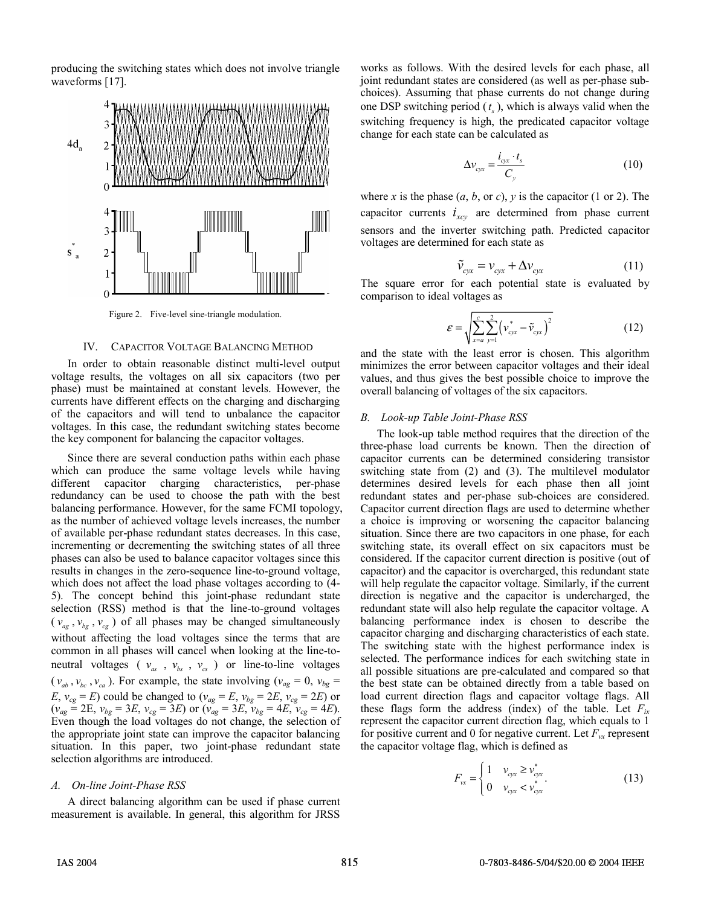producing the switching states which does not involve triangle waveforms [17].

Figure 2. Five-level sine-triangle modulation.

## IV. CAPACITOR VOLTAGE BALANCING METHOD

In order to obtain reasonable distinct multi-level output voltage results, the voltages on all six capacitors (two per phase) must be maintained at constant levels. However, the currents have different effects on the charging and discharging of the capacitors and will tend to unbalance the capacitor voltages. In this case, the redundant switching states become the key component for balancing the capacitor voltages.

Since there are several conduction paths within each phase which can produce the same voltage levels while having different capacitor charging characteristics, per-phase redundancy can be used to choose the path with the best balancing performance. However, for the same FCMI topology, as the number of achieved voltage levels increases, the number of available per-phase redundant states decreases. In this case, incrementing or decrementing the switching states of all three phases can also be used to balance capacitor voltages since this results in changes in the zero-sequence line-to-ground voltage, which does not affect the load phase voltages according to (4-5). The concept behind this joint-phase redundant state selection (RSS) method is that the line-to-ground voltages ($v_{ag}$, $v_{bg}$, $v_{cg}$) of all phases may be changed simultaneously without affecting the load voltages since the terms that are common in all phases will cancel when looking at the line-to-neutral voltages ($v_{as}$, $v_{bs}$, $v_{cs}$) or line-to-line voltages ($v_{ab}$, $v_{bc}$, $v_{ca}$). For example, the state involving ($v_{ag} = 0$, $v_{bg} = E$, $v_{cg} = E$) could be changed to ($v_{ag} = E$, $v_{bg} = 2E$, $v_{cg} = 2E$) or ($v_{ag} = 2E$, $v_{bg} = 3E$, $v_{cg} = 3E$) or ($v_{ag} = 3E$, $v_{bg} = 4E$, $v_{cg} = 4E$). Even though the load voltages do not change, the selection of the appropriate joint state can improve the capacitor balancing situation. In this paper, two joint-phase redundant state selection algorithms are introduced.

### *A. On-line Joint-Phase RSS*

A direct balancing algorithm can be used if phase current measurement is available. In general, this algorithm for JRSS works as follows. With the desired levels for each phase, all joint redundant states are considered (as well as per-phase sub-choices). Assuming that phase currents do not change during one DSP switching period ($t_s$), which is always valid when the switching frequency is high, the predicated capacitor voltage change for each state can be calculated as

$$\Delta v_{cyx} = \frac{i_{cyx} \cdot t_s}{C_y} \tag{10}$$

where $x$ is the phase ($a$, $b$, or $c$), $y$ is the capacitor (1 or 2). The capacitor currents $i_{xcy}$ are determined from phase current sensors and the inverter switching path. Predicted capacitor voltages are determined for each state as

$$\tilde{v}_{cyx} = v_{cyx} + \Delta v_{cyx} \tag{11}$$

The square error for each potential state is evaluated by comparison to ideal voltages as

$$\varepsilon = \sqrt{\sum_{x=a}^{c} \sum_{y=1}^{2} \left( v_{cyx}^{*} - \tilde{v}_{cyx} \right)^2} \tag{12}$$

and the state with the least error is chosen. This algorithm minimizes the error between capacitor voltages and their ideal values, and thus gives the best possible choice to improve the overall balancing of voltages of the six capacitors.

### *B. Look-up Table Joint-Phase RSS*

The look-up table method requires that the direction of the three-phase load currents be known. Then the direction of capacitor currents can be determined considering transistor switching state from (2) and (3). The multilevel modulator determines desired levels for each phase then all joint redundant states and per-phase sub-choices are considered. Capacitor current direction flags are used to determine whether a choice is improving or worsening the capacitor balancing situation. Since there are two capacitors in one phase, for each switching state, its overall effect on six capacitors must be considered. If the capacitor current direction is positive (out of capacitor) and the capacitor is overcharged, this redundant state will help regulate the capacitor voltage. Similarly, if the current direction is negative and the capacitor is undercharged, the redundant state will also help regulate the capacitor voltage. A balancing performance index is chosen to describe the capacitor charging and discharging characteristics of each state. The switching state with the highest performance index is selected. The performance indices for each switching state in all possible situations are pre-calculated and compared so that the best state can be obtained directly from a table based on load current direction flags and capacitor voltage flags. All these flags form the address (index) of the table. Let $F_{ix}$ represent the capacitor current direction flag, which equals to 1 for positive current and 0 for negative current. Let $F_{vx}$ represent the capacitor voltage flag, which is defined as

$$F_{vx} = \begin{cases} 1 & v_{cyx} \geq v_{cyx}^{*} \\ 0 & v_{cyx} < v_{cyx}^{*} \end{cases}. \tag{13}$$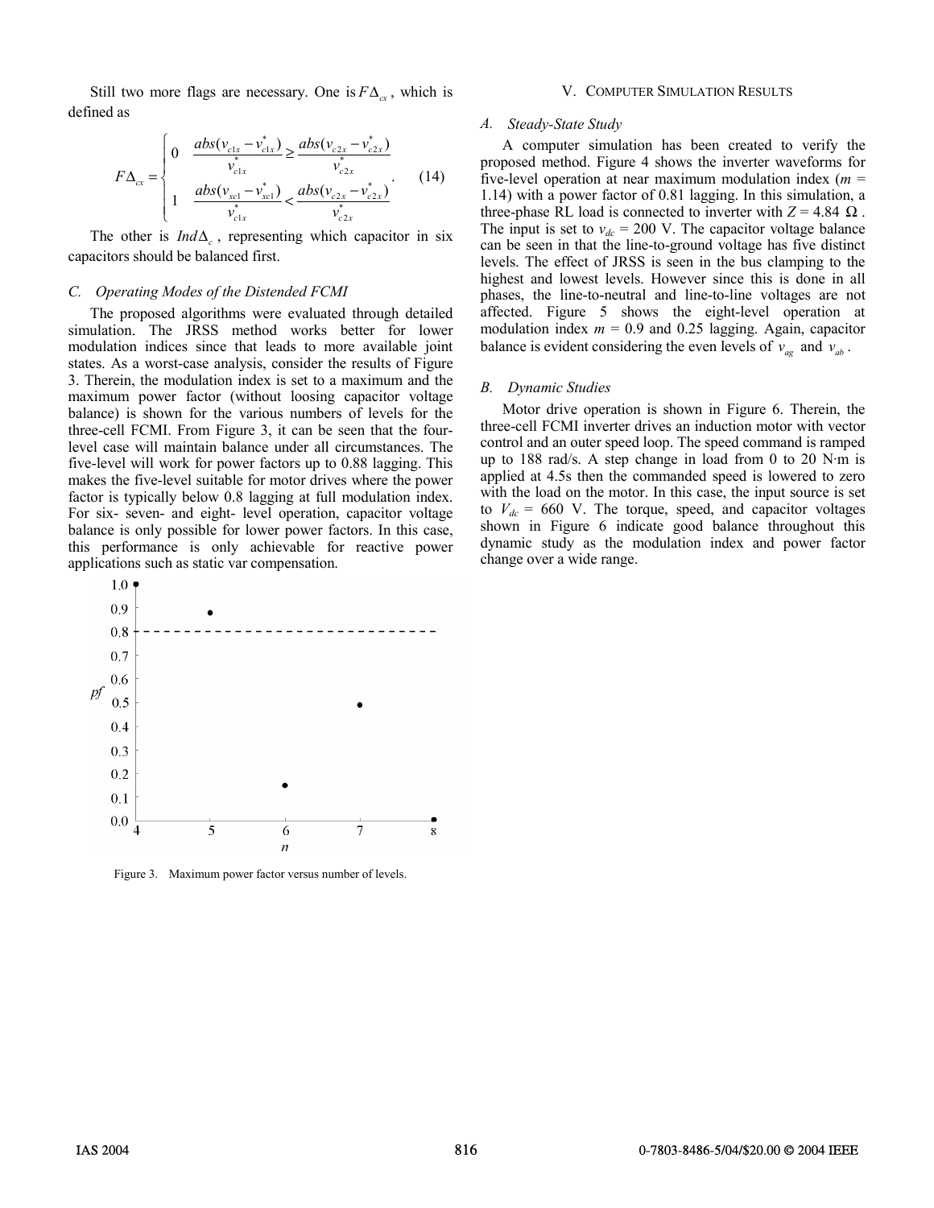Still two more flags are necessary. One is $F\Delta_{cx}$, which is defined as

$$F\Delta_{cx} = \begin{cases} 0 & \dfrac{abs(v_{c1x} - v_{c1x}^*)}{v_{c1x}^*} \geq \dfrac{abs(v_{c2x} - v_{c2x}^*)}{v_{c2x}^*} \\ 1 & \dfrac{abs(v_{xc1} - v_{xc1}^*)}{v_{c1x}^*} < \dfrac{abs(v_{c2x} - v_{c2x}^*)}{v_{c2x}^*} \end{cases}. \quad (14)$$

The other is $Ind\Delta_c$, representing which capacitor in six capacitors should be balanced first.

### C. Operating Modes of the Distended FCMI

The proposed algorithms were evaluated through detailed simulation. The JRSS method works better for lower modulation indices since that leads to more available joint states. As a worst-case analysis, consider the results of Figure 3. Therein, the modulation index is set to a maximum and the maximum power factor (without loosing capacitor voltage balance) is shown for the various numbers of levels for the three-cell FCMI. From Figure 3, it can be seen that the four-level case will maintain balance under all circumstances. The five-level will work for power factors up to 0.88 lagging. This makes the five-level suitable for motor drives where the power factor is typically below 0.8 lagging at full modulation index. For six- seven- and eight- level operation, capacitor voltage balance is only possible for lower power factors. In this case, this performance is only achievable for reactive power applications such as static var compensation.

Figure 3. Maximum power factor versus number of levels.

## V. Computer Simulation Results

### A. Steady-State Study

A computer simulation has been created to verify the proposed method. Figure 4 shows the inverter waveforms for five-level operation at near maximum modulation index ($m$ = 1.14) with a power factor of 0.81 lagging. In this simulation, a three-phase RL load is connected to inverter with $Z = 4.84\ \Omega$. The input is set to $v_{dc}$ = 200 V. The capacitor voltage balance can be seen in that the line-to-ground voltage has five distinct levels. The effect of JRSS is seen in the bus clamping to the highest and lowest levels. However since this is done in all phases, the line-to-neutral and line-to-line voltages are not affected. Figure 5 shows the eight-level operation at modulation index $m$ = 0.9 and 0.25 lagging. Again, capacitor balance is evident considering the even levels of $v_{ag}$ and $v_{ab}$.

### B. Dynamic Studies

Motor drive operation is shown in Figure 6. Therein, the three-cell FCMI inverter drives an induction motor with vector control and an outer speed loop. The speed command is ramped up to 188 rad/s. A step change in load from 0 to 20 N·m is applied at 4.5s then the commanded speed is lowered to zero with the load on the motor. In this case, the input source is set to $V_{dc}$ = 660 V. The torque, speed, and capacitor voltages shown in Figure 6 indicate good balance throughout this dynamic study as the modulation index and power factor change over a wide range.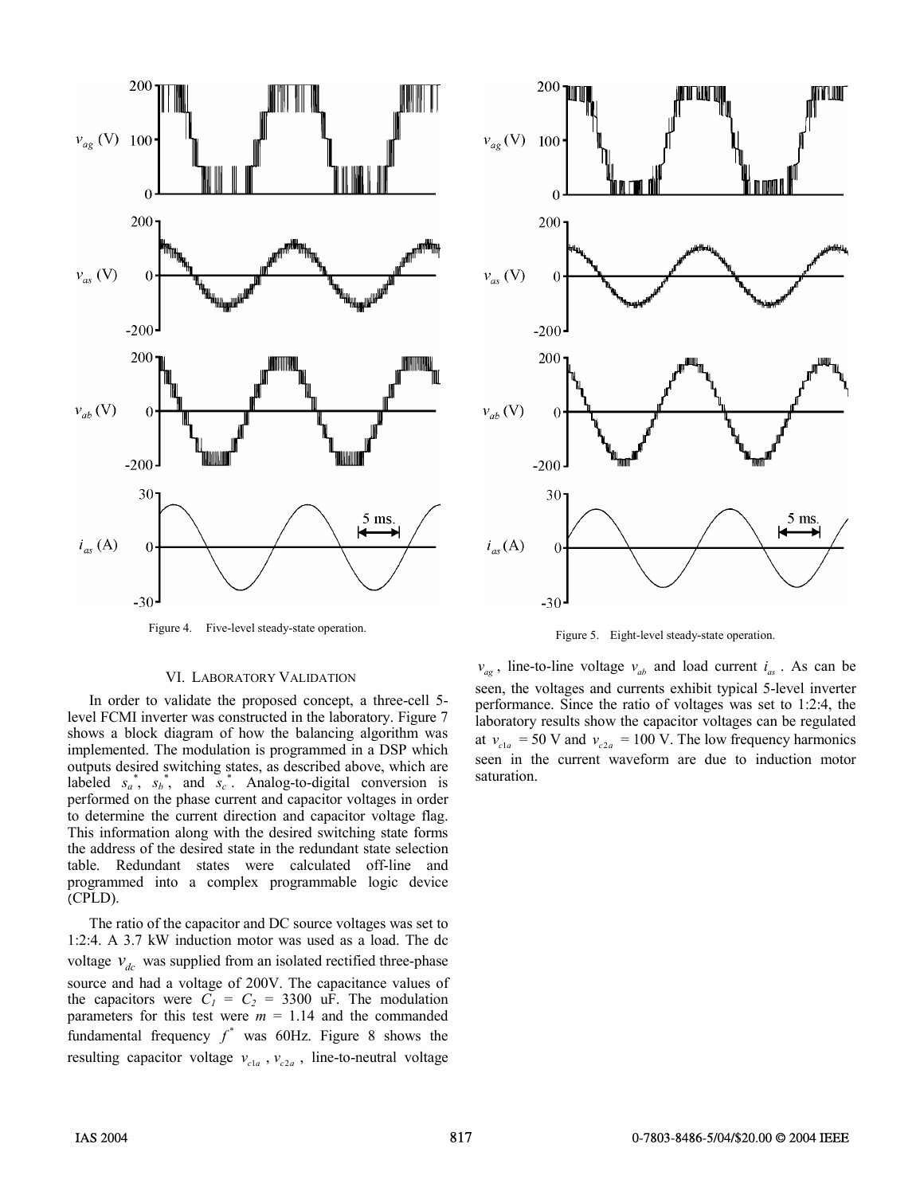Figure 4. Five-level steady-state operation.

Figure 5. Eight-level steady-state operation.

## VI. Laboratory Validation

In order to validate the proposed concept, a three-cell 5-level FCMI inverter was constructed in the laboratory. Figure 7 shows a block diagram of how the balancing algorithm was implemented. The modulation is programmed in a DSP which outputs desired switching states, as described above, which are labeled $s_a^*$, $s_b^*$, and $s_c^*$. Analog-to-digital conversion is performed on the phase current and capacitor voltages in order to determine the current direction and capacitor voltage flag. This information along with the desired switching state forms the address of the desired state in the redundant state selection table. Redundant states were calculated off-line and programmed into a complex programmable logic device (CPLD).

The ratio of the capacitor and DC source voltages was set to 1:2:4. A 3.7 kW induction motor was used as a load. The dc voltage $v_{dc}$ was supplied from an isolated rectified three-phase source and had a voltage of 200V. The capacitance values of the capacitors were $C_1$ = $C_2$ = 3300 uF. The modulation parameters for this test were $m$ = 1.14 and the commanded fundamental frequency $f^*$ was 60Hz. Figure 8 shows the resulting capacitor voltage $v_{c1a}$ , $v_{c2a}$ , line-to-neutral voltage $v_{ag}$ , line-to-line voltage $v_{ab}$ and load current $i_{as}$ . As can be seen, the voltages and currents exhibit typical 5-level inverter performance. Since the ratio of voltages was set to 1:2:4, the laboratory results show the capacitor voltages can be regulated at $v_{c1a}$ = 50 V and $v_{c2a}$ = 100 V. The low frequency harmonics seen in the current waveform are due to induction motor saturation.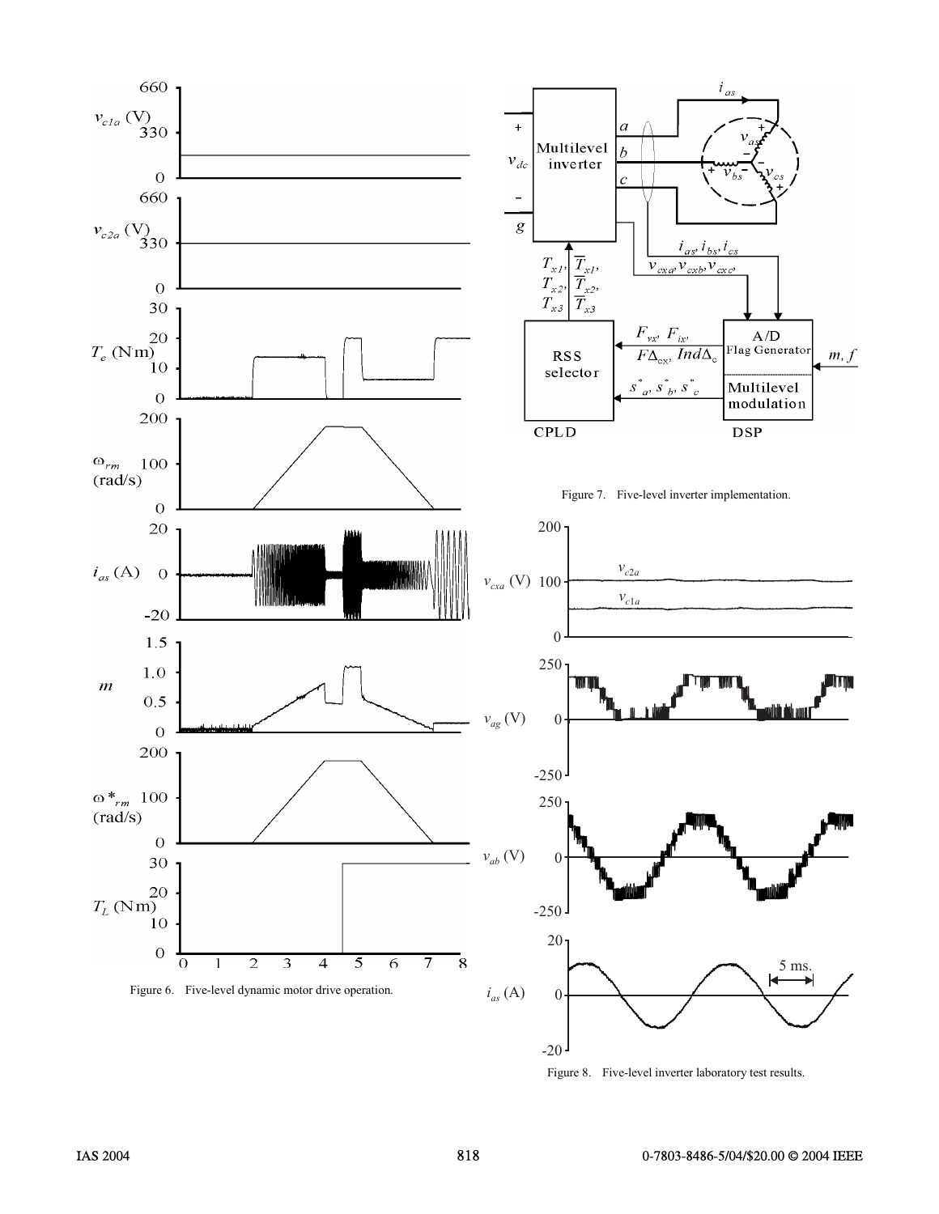Figure 6. Five-level dynamic motor drive operation.

Figure 7. Five-level inverter implementation.

Figure 8. Five-level inverter laboratory test results.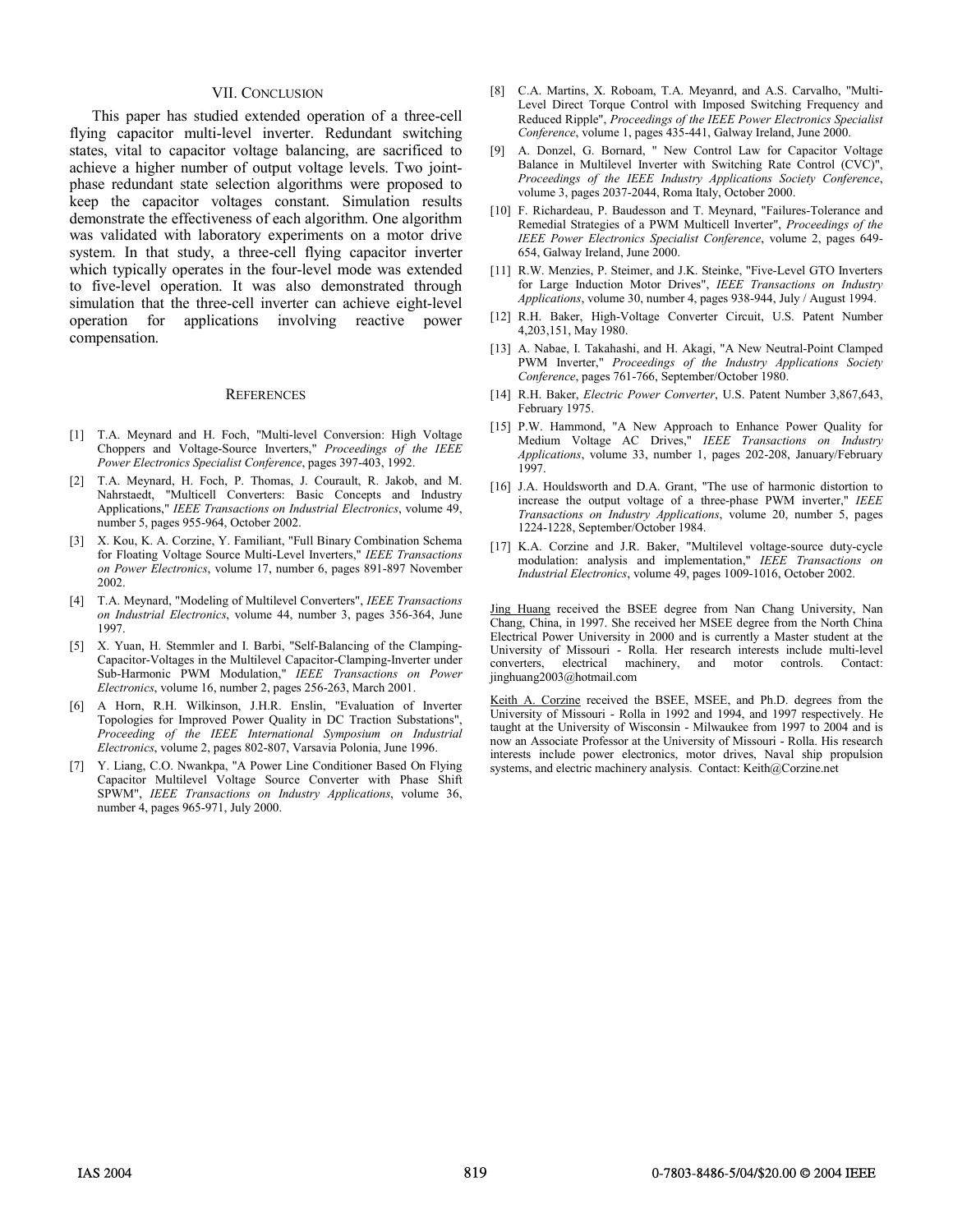## VII. Conclusion

This paper has studied extended operation of a three-cell flying capacitor multi-level inverter. Redundant switching states, vital to capacitor voltage balancing, are sacrificed to achieve a higher number of output voltage levels. Two joint-phase redundant state selection algorithms were proposed to keep the capacitor voltages constant. Simulation results demonstrate the effectiveness of each algorithm. One algorithm was validated with laboratory experiments on a motor drive system. In that study, a three-cell flying capacitor inverter which typically operates in the four-level mode was extended to five-level operation. It was also demonstrated through simulation that the three-cell inverter can achieve eight-level operation for applications involving reactive power compensation.

## References

[1] T.A. Meynard and H. Foch, "Multi-level Conversion: High Voltage Choppers and Voltage-Source Inverters," *Proceedings of the IEEE Power Electronics Specialist Conference*, pages 397-403, 1992.

[2] T.A. Meynard, H. Foch, P. Thomas, J. Courault, R. Jakob, and M. Nahrstaedt, "Multicell Converters: Basic Concepts and Industry Applications," *IEEE Transactions on Industrial Electronics*, volume 49, number 5, pages 955-964, October 2002.

[3] X. Kou, K. A. Corzine, Y. Familiant, "Full Binary Combination Schema for Floating Voltage Source Multi-Level Inverters," *IEEE Transactions on Power Electronics*, volume 17, number 6, pages 891-897 November 2002.

[4] T.A. Meynard, "Modeling of Multilevel Converters", *IEEE Transactions on Industrial Electronics*, volume 44, number 3, pages 356-364, June 1997.

[5] X. Yuan, H. Stemmler and I. Barbi, "Self-Balancing of the Clamping-Capacitor-Voltages in the Multilevel Capacitor-Clamping-Inverter under Sub-Harmonic PWM Modulation," *IEEE Transactions on Power Electronics*, volume 16, number 2, pages 256-263, March 2001.

[6] A Horn, R.H. Wilkinson, J.H.R. Enslin, "Evaluation of Inverter Topologies for Improved Power Quality in DC Traction Substations", *Proceeding of the IEEE International Symposium on Industrial Electronics*, volume 2, pages 802-807, Varsavia Polonia, June 1996.

[7] Y. Liang, C.O. Nwankpa, "A Power Line Conditioner Based On Flying Capacitor Multilevel Voltage Source Converter with Phase Shift SPWM", *IEEE Transactions on Industry Applications*, volume 36, number 4, pages 965-971, July 2000.

[8] C.A. Martins, X. Roboam, T.A. Meyanrd, and A.S. Carvalho, "Multi-Level Direct Torque Control with Imposed Switching Frequency and Reduced Ripple", *Proceedings of the IEEE Power Electronics Specialist Conference*, volume 1, pages 435-441, Galway Ireland, June 2000.

[9] A. Donzel, G. Bornard, " New Control Law for Capacitor Voltage Balance in Multilevel Inverter with Switching Rate Control (CVC)", *Proceedings of the IEEE Industry Applications Society Conference*, volume 3, pages 2037-2044, Roma Italy, October 2000.

[10] F. Richardeau, P. Baudesson and T. Meynard, "Failures-Tolerance and Remedial Strategies of a PWM Multicell Inverter", *Proceedings of the IEEE Power Electronics Specialist Conference*, volume 2, pages 649-654, Galway Ireland, June 2000.

[11] R.W. Menzies, P. Steimer, and J.K. Steinke, "Five-Level GTO Inverters for Large Induction Motor Drives", *IEEE Transactions on Industry Applications*, volume 30, number 4, pages 938-944, July / August 1994.

[12] R.H. Baker, High-Voltage Converter Circuit, U.S. Patent Number 4,203,151, May 1980.

[13] A. Nabae, I. Takahashi, and H. Akagi, "A New Neutral-Point Clamped PWM Inverter," *Proceedings of the Industry Applications Society Conference*, pages 761-766, September/October 1980.

[14] R.H. Baker, *Electric Power Converter*, U.S. Patent Number 3,867,643, February 1975.

[15] P.W. Hammond, "A New Approach to Enhance Power Quality for Medium Voltage AC Drives," *IEEE Transactions on Industry Applications*, volume 33, number 1, pages 202-208, January/February 1997.

[16] J.A. Houldsworth and D.A. Grant, "The use of harmonic distortion to increase the output voltage of a three-phase PWM inverter," *IEEE Transactions on Industry Applications*, volume 20, number 5, pages 1224-1228, September/October 1984.

[17] K.A. Corzine and J.R. Baker, "Multilevel voltage-source duty-cycle modulation: analysis and implementation," *IEEE Transactions on Industrial Electronics*, volume 49, pages 1009-1016, October 2002.

Jing Huang received the BSEE degree from Nan Chang University, Nan Chang, China, in 1997. She received her MSEE degree from the North China Electrical Power University in 2000 and is currently a Master student at the University of Missouri - Rolla. Her research interests include multi-level converters, electrical machinery, and motor controls. Contact: jinghuang2003@hotmail.com

Keith A. Corzine received the BSEE, MSEE, and Ph.D. degrees from the University of Missouri - Rolla in 1992 and 1994, and 1997 respectively. He taught at the University of Wisconsin - Milwaukee from 1997 to 2004 and is now an Associate Professor at the University of Missouri - Rolla. His research interests include power electronics, motor drives, Naval ship propulsion systems, and electric machinery analysis. Contact: Keith@Corzine.net